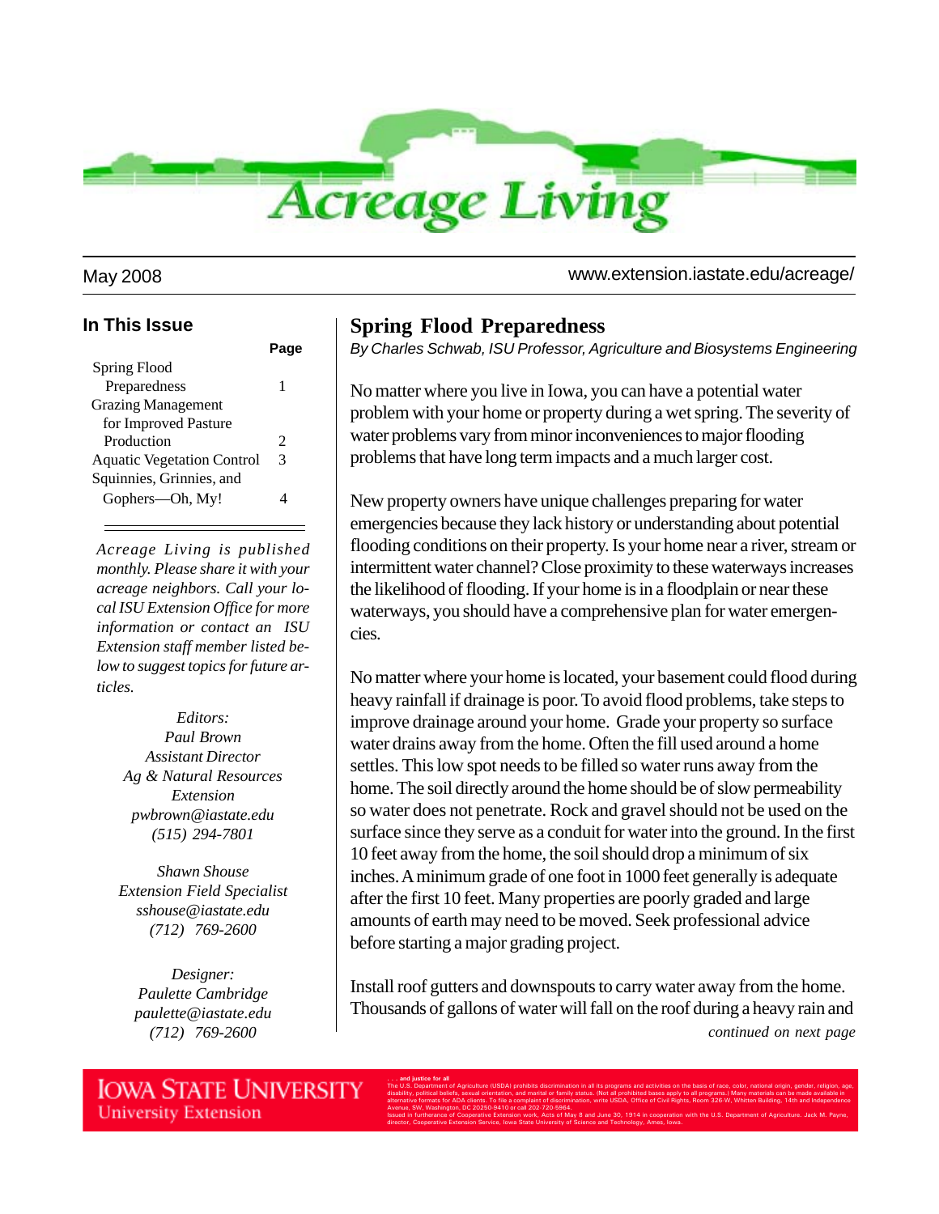# Acreage Living

May 2008 www.extension.iastate.edu/acreage/

## In This Issue

| | Page |
|---|---|
| Spring Flood Preparedness | 1 |
| Grazing Management for Improved Pasture Production | 2 |
| Aquatic Vegetation Control | 3 |
| Squinnies, Grinnies, and Gophers—Oh, My! | 4 |

*Acreage Living is published monthly. Please share it with your acreage neighbors. Call your local ISU Extension Office for more information or contact an ISU Extension staff member listed below to suggest topics for future articles.*

*Editors:*
*Paul Brown*
*Assistant Director*
*Ag & Natural Resources Extension*
*pwbrown@iastate.edu*
*(515) 294-7801*

*Shawn Shouse*
*Extension Field Specialist*
*sshouse@iastate.edu*
*(712) 769-2600*

*Designer:*
*Paulette Cambridge*
*paulette@iastate.edu*
*(712) 769-2600*

## Spring Flood Preparedness

*By Charles Schwab, ISU Professor, Agriculture and Biosystems Engineering*

No matter where you live in Iowa, you can have a potential water problem with your home or property during a wet spring. The severity of water problems vary from minor inconveniences to major flooding problems that have long term impacts and a much larger cost.

New property owners have unique challenges preparing for water emergencies because they lack history or understanding about potential flooding conditions on their property. Is your home near a river, stream or intermittent water channel? Close proximity to these waterways increases the likelihood of flooding. If your home is in a floodplain or near these waterways, you should have a comprehensive plan for water emergencies.

No matter where your home is located, your basement could flood during heavy rainfall if drainage is poor. To avoid flood problems, take steps to improve drainage around your home. Grade your property so surface water drains away from the home. Often the fill used around a home settles. This low spot needs to be filled so water runs away from the home. The soil directly around the home should be of slow permeability so water does not penetrate. Rock and gravel should not be used on the surface since they serve as a conduit for water into the ground. In the first 10 feet away from the home, the soil should drop a minimum of six inches. A minimum grade of one foot in 1000 feet generally is adequate after the first 10 feet. Many properties are poorly graded and large amounts of earth may need to be moved. Seek professional advice before starting a major grading project.

Install roof gutters and downspouts to carry water away from the home. Thousands of gallons of water will fall on the roof during a heavy rain and

*continued on next page*

IOWA STATE UNIVERSITY
University Extension

. . . and justice for all
The U.S. Department of Agriculture (USDA) prohibits discrimination in all its programs and activities on the basis of race, color, national origin, gender, religion, age, disability, political beliefs, sexual orientation, and marital or family status. (Not all prohibited bases apply to all programs.) Many materials can be made available in alternative formats for ADA clients. To file a complaint of discrimination, write USDA, Office of Civil Rights, Room 326-W, Whitten Building, 14th and Independence Avenue, SW, Washington, DC 20250-9410 or call 202-720-5964.
Issued in furtherance of Cooperative Extension work, Acts of May 8 and June 30, 1914 in cooperation with the U.S. Department of Agriculture. Jack M. Payne, director, Cooperative Extension Service, Iowa State University of Science and Technology, Ames, Iowa.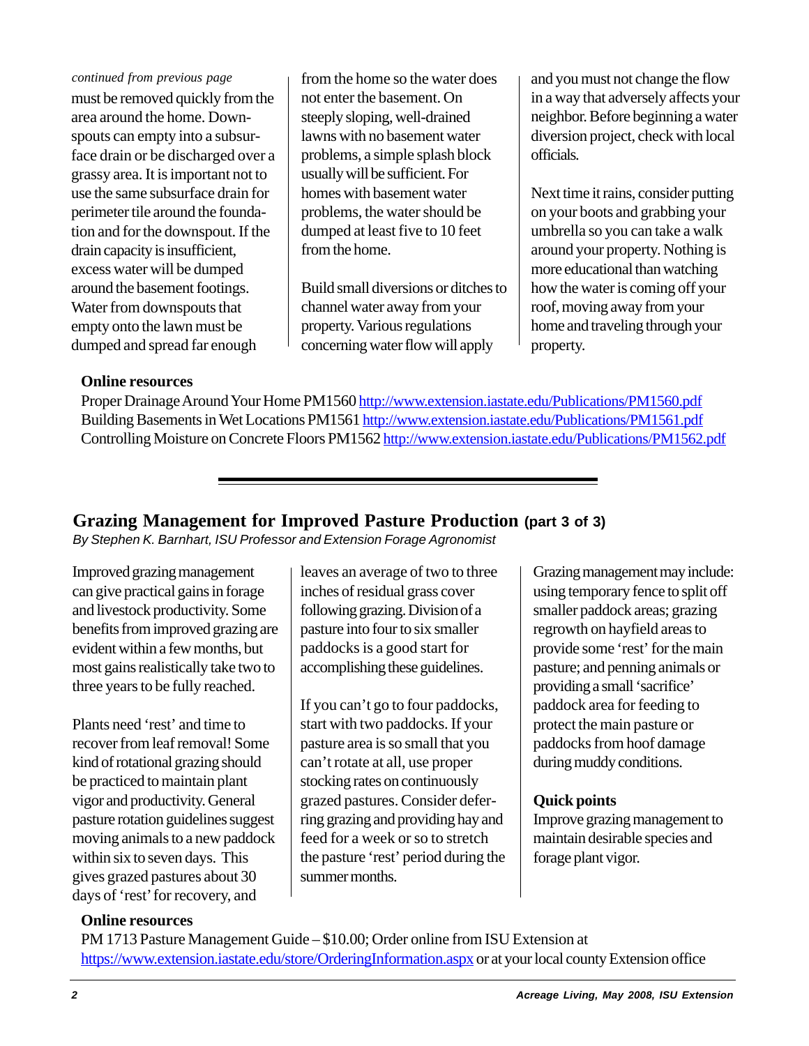*continued from previous page*

must be removed quickly from the area around the home. Downspouts can empty into a subsurface drain or be discharged over a grassy area. It is important not to use the same subsurface drain for perimeter tile around the foundation and for the downspout. If the drain capacity is insufficient, excess water will be dumped around the basement footings. Water from downspouts that empty onto the lawn must be dumped and spread far enough from the home so the water does not enter the basement. On steeply sloping, well-drained lawns with no basement water problems, a simple splash block usually will be sufficient. For homes with basement water problems, the water should be dumped at least five to 10 feet from the home.

Build small diversions or ditches to channel water away from your property. Various regulations concerning water flow will apply and you must not change the flow in a way that adversely affects your neighbor. Before beginning a water diversion project, check with local officials.

Next time it rains, consider putting on your boots and grabbing your umbrella so you can take a walk around your property. Nothing is more educational than watching how the water is coming off your roof, moving away from your home and traveling through your property.

**Online resources**

Proper Drainage Around Your Home PM1560 http://www.extension.iastate.edu/Publications/PM1560.pdf
Building Basements in Wet Locations PM1561 http://www.extension.iastate.edu/Publications/PM1561.pdf
Controlling Moisture on Concrete Floors PM1562 http://www.extension.iastate.edu/Publications/PM1562.pdf

---

## Grazing Management for Improved Pasture Production (part 3 of 3)

*By Stephen K. Barnhart, ISU Professor and Extension Forage Agronomist*

Improved grazing management can give practical gains in forage and livestock productivity. Some benefits from improved grazing are evident within a few months, but most gains realistically take two to three years to be fully reached.

Plants need 'rest' and time to recover from leaf removal! Some kind of rotational grazing should be practiced to maintain plant vigor and productivity. General pasture rotation guidelines suggest moving animals to a new paddock within six to seven days. This gives grazed pastures about 30 days of 'rest' for recovery, and leaves an average of two to three inches of residual grass cover following grazing. Division of a pasture into four to six smaller paddocks is a good start for accomplishing these guidelines.

If you can't go to four paddocks, start with two paddocks. If your pasture area is so small that you can't rotate at all, use proper stocking rates on continuously grazed pastures. Consider deferring grazing and providing hay and feed for a week or so to stretch the pasture 'rest' period during the summer months.

Grazing management may include: using temporary fence to split off smaller paddock areas; grazing regrowth on hayfield areas to provide some 'rest' for the main pasture; and penning animals or providing a small 'sacrifice' paddock area for feeding to protect the main pasture or paddocks from hoof damage during muddy conditions.

**Quick points**

Improve grazing management to maintain desirable species and forage plant vigor.

**Online resources**

PM 1713 Pasture Management Guide – $10.00; Order online from ISU Extension at https://www.extension.iastate.edu/store/OrderingInformation.aspx or at your local county Extension office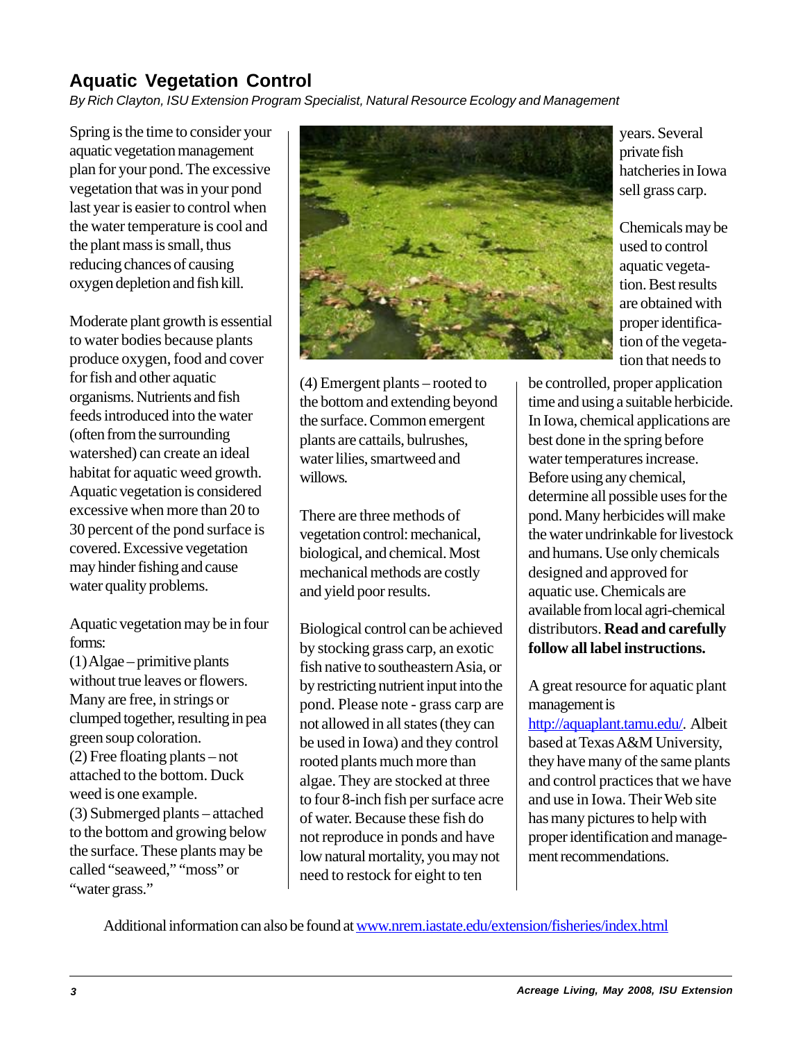## Aquatic Vegetation Control

*By Rich Clayton, ISU Extension Program Specialist, Natural Resource Ecology and Management*

Spring is the time to consider your aquatic vegetation management plan for your pond. The excessive vegetation that was in your pond last year is easier to control when the water temperature is cool and the plant mass is small, thus reducing chances of causing oxygen depletion and fish kill.

Moderate plant growth is essential to water bodies because plants produce oxygen, food and cover for fish and other aquatic organisms. Nutrients and fish feeds introduced into the water (often from the surrounding watershed) can create an ideal habitat for aquatic weed growth. Aquatic vegetation is considered excessive when more than 20 to 30 percent of the pond surface is covered. Excessive vegetation may hinder fishing and cause water quality problems.

Aquatic vegetation may be in four forms:

(1) Algae – primitive plants without true leaves or flowers. Many are free, in strings or clumped together, resulting in pea green soup coloration.

(2) Free floating plants – not attached to the bottom. Duck weed is one example.

(3) Submerged plants – attached to the bottom and growing below the surface. These plants may be called "seaweed," "moss" or "water grass."

(4) Emergent plants – rooted to the bottom and extending beyond the surface. Common emergent plants are cattails, bulrushes, water lilies, smartweed and willows.

There are three methods of vegetation control: mechanical, biological, and chemical. Most mechanical methods are costly and yield poor results.

Biological control can be achieved by stocking grass carp, an exotic fish native to southeastern Asia, or by restricting nutrient input into the pond. Please note - grass carp are not allowed in all states (they can be used in Iowa) and they control rooted plants much more than algae. They are stocked at three to four 8-inch fish per surface acre of water. Because these fish do not reproduce in ponds and have low natural mortality, you may not need to restock for eight to ten years. Several private fish hatcheries in Iowa sell grass carp.

Chemicals may be used to control aquatic vegetation. Best results are obtained with proper identification of the vegetation that needs to be controlled, proper application time and using a suitable herbicide. In Iowa, chemical applications are best done in the spring before water temperatures increase. Before using any chemical, determine all possible uses for the pond. Many herbicides will make the water undrinkable for livestock and humans. Use only chemicals designed and approved for aquatic use. Chemicals are available from local agri-chemical distributors. **Read and carefully follow all label instructions.**

A great resource for aquatic plant management is [http://aquaplant.tamu.edu/](http://aquaplant.tamu.edu/). Albeit based at Texas A&M University, they have many of the same plants and control practices that we have and use in Iowa. Their Web site has many pictures to help with proper identification and management recommendations.

Additional information can also be found at [www.nrem.iastate.edu/extension/fisheries/index.html](www.nrem.iastate.edu/extension/fisheries/index.html)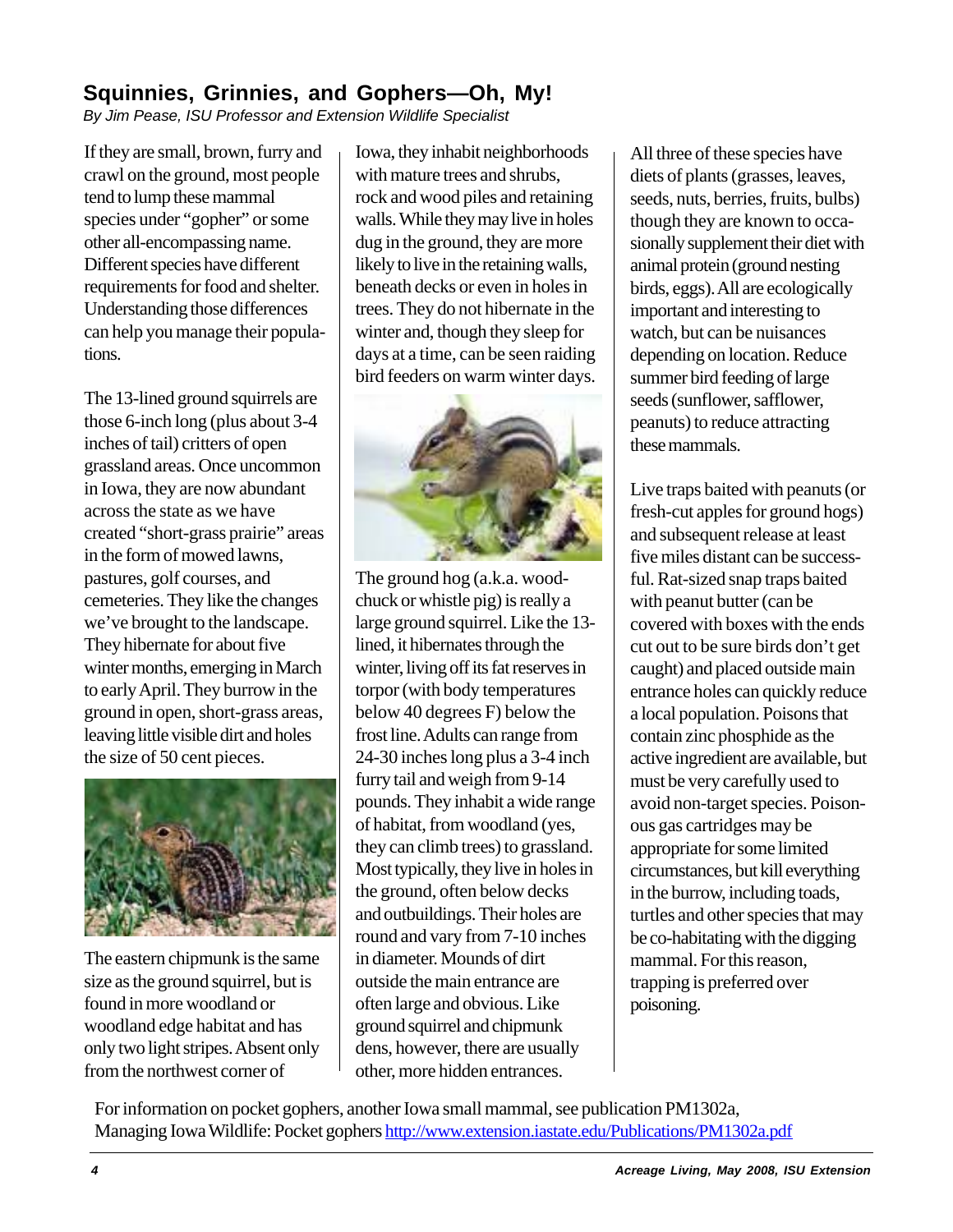## Squinnies, Grinnies, and Gophers—Oh, My!

*By Jim Pease, ISU Professor and Extension Wildlife Specialist*

If they are small, brown, furry and crawl on the ground, most people tend to lump these mammal species under "gopher" or some other all-encompassing name. Different species have different requirements for food and shelter. Understanding those differences can help you manage their populations.

The 13-lined ground squirrels are those 6-inch long (plus about 3-4 inches of tail) critters of open grassland areas. Once uncommon in Iowa, they are now abundant across the state as we have created "short-grass prairie" areas in the form of mowed lawns, pastures, golf courses, and cemeteries. They like the changes we've brought to the landscape. They hibernate for about five winter months, emerging in March to early April. They burrow in the ground in open, short-grass areas, leaving little visible dirt and holes the size of 50 cent pieces.

The eastern chipmunk is the same size as the ground squirrel, but is found in more woodland or woodland edge habitat and has only two light stripes. Absent only from the northwest corner of Iowa, they inhabit neighborhoods with mature trees and shrubs, rock and wood piles and retaining walls. While they may live in holes dug in the ground, they are more likely to live in the retaining walls, beneath decks or even in holes in trees. They do not hibernate in the winter and, though they sleep for days at a time, can be seen raiding bird feeders on warm winter days.

The ground hog (a.k.a. woodchuck or whistle pig) is really a large ground squirrel. Like the 13-lined, it hibernates through the winter, living off its fat reserves in torpor (with body temperatures below 40 degrees F) below the frost line. Adults can range from 24-30 inches long plus a 3-4 inch furry tail and weigh from 9-14 pounds. They inhabit a wide range of habitat, from woodland (yes, they can climb trees) to grassland. Most typically, they live in holes in the ground, often below decks and outbuildings. Their holes are round and vary from 7-10 inches in diameter. Mounds of dirt outside the main entrance are often large and obvious. Like ground squirrel and chipmunk dens, however, there are usually other, more hidden entrances.

All three of these species have diets of plants (grasses, leaves, seeds, nuts, berries, fruits, bulbs) though they are known to occasionally supplement their diet with animal protein (ground nesting birds, eggs). All are ecologically important and interesting to watch, but can be nuisances depending on location. Reduce summer bird feeding of large seeds (sunflower, safflower, peanuts) to reduce attracting these mammals.

Live traps baited with peanuts (or fresh-cut apples for ground hogs) and subsequent release at least five miles distant can be successful. Rat-sized snap traps baited with peanut butter (can be covered with boxes with the ends cut out to be sure birds don't get caught) and placed outside main entrance holes can quickly reduce a local population. Poisons that contain zinc phosphide as the active ingredient are available, but must be very carefully used to avoid non-target species. Poisonous gas cartridges may be appropriate for some limited circumstances, but kill everything in the burrow, including toads, turtles and other species that may be co-habitating with the digging mammal. For this reason, trapping is preferred over poisoning.

For information on pocket gophers, another Iowa small mammal, see publication PM1302a, Managing Iowa Wildlife: Pocket gophers http://www.extension.iastate.edu/Publications/PM1302a.pdf